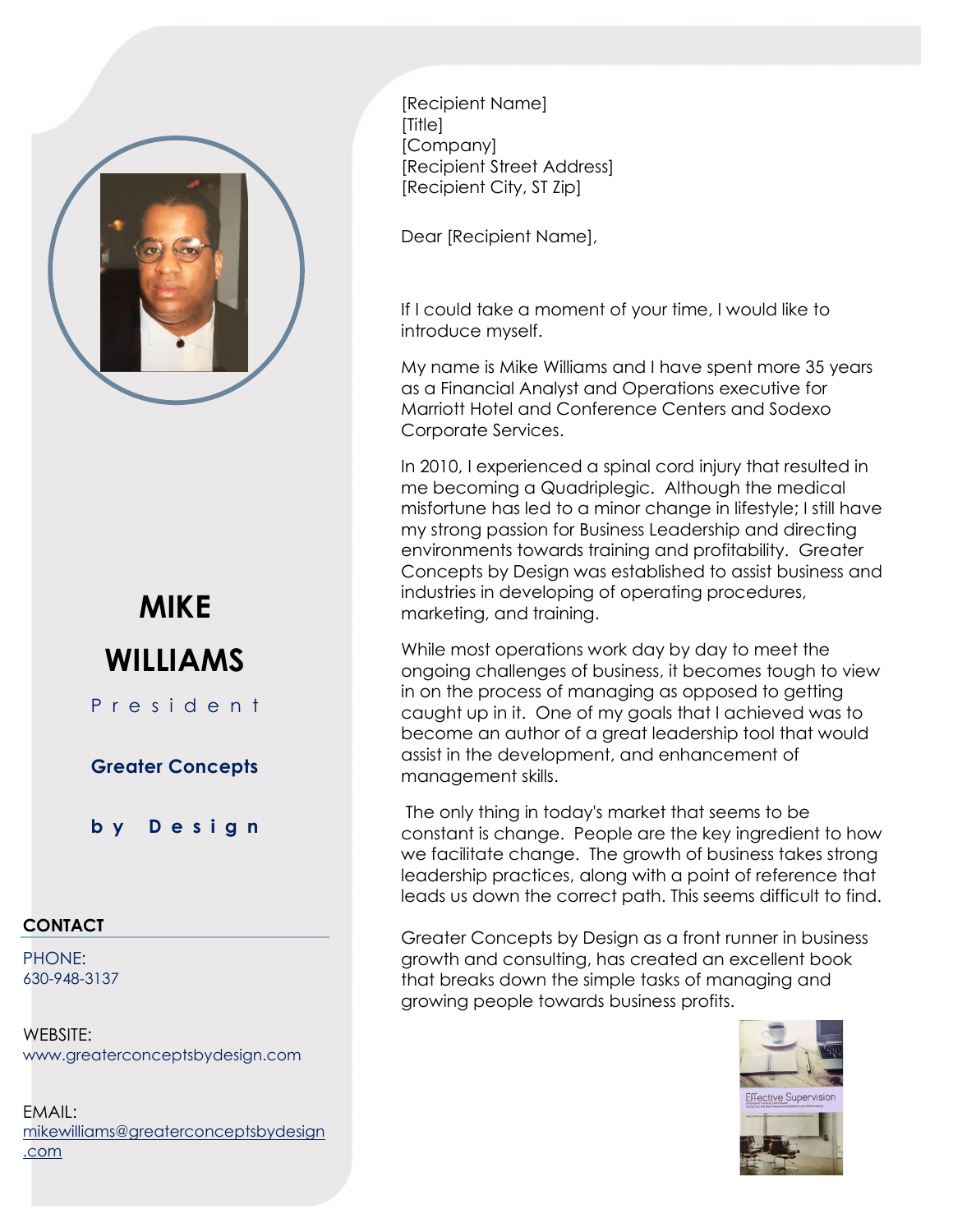# MIKE WILLIAMS

President

**Greater Concepts by Design**

## CONTACT

PHONE:
630-948-3137

WEBSITE:
www.greaterconceptsbydesign.com

EMAIL:
mikewilliams@greaterconceptsbydesign.com

[Recipient Name]
[Title]
[Company]
[Recipient Street Address]
[Recipient City, ST Zip]

Dear [Recipient Name],

If I could take a moment of your time, I would like to introduce myself.

My name is Mike Williams and I have spent more 35 years as a Financial Analyst and Operations executive for Marriott Hotel and Conference Centers and Sodexo Corporate Services.

In 2010, I experienced a spinal cord injury that resulted in me becoming a Quadriplegic. Although the medical misfortune has led to a minor change in lifestyle; I still have my strong passion for Business Leadership and directing environments towards training and profitability. Greater Concepts by Design was established to assist business and industries in developing of operating procedures, marketing, and training.

While most operations work day by day to meet the ongoing challenges of business, it becomes tough to view in on the process of managing as opposed to getting caught up in it. One of my goals that I achieved was to become an author of a great leadership tool that would assist in the development, and enhancement of management skills.

The only thing in today's market that seems to be constant is change. People are the key ingredient to how we facilitate change. The growth of business takes strong leadership practices, along with a point of reference that leads us down the correct path. This seems difficult to find.

Greater Concepts by Design as a front runner in business growth and consulting, has created an excellent book that breaks down the simple tasks of managing and growing people towards business profits.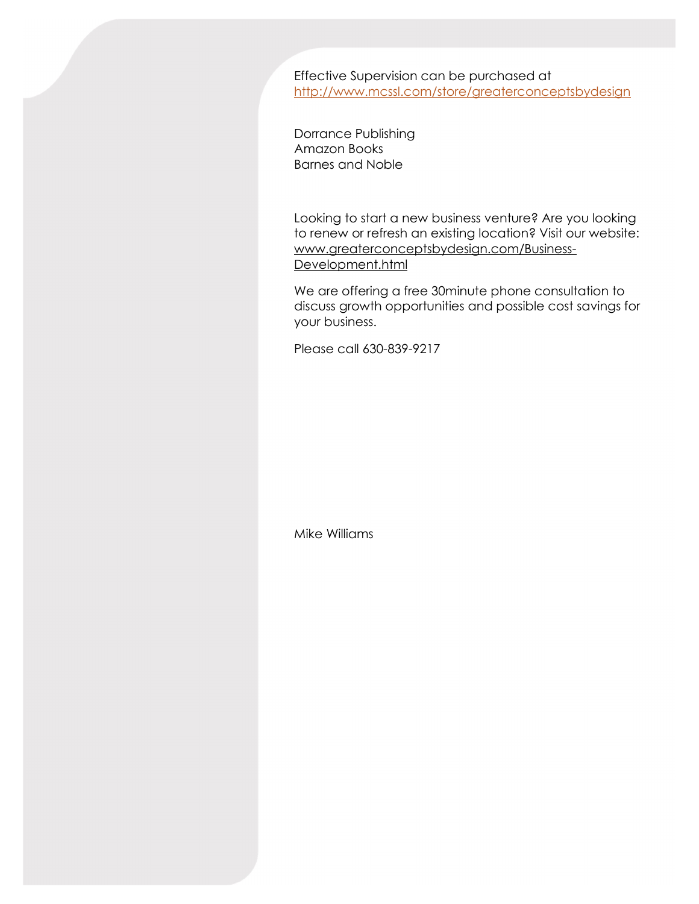Effective Supervision can be purchased at
http://www.mcssl.com/store/greaterconceptsbydesign

Dorrance Publishing
Amazon Books
Barnes and Noble

Looking to start a new business venture? Are you looking to renew or refresh an existing location? Visit our website: www.greaterconceptsbydesign.com/Business-Development.html

We are offering a free 30minute phone consultation to discuss growth opportunities and possible cost savings for your business.

Please call 630-839-9217

Mike Williams